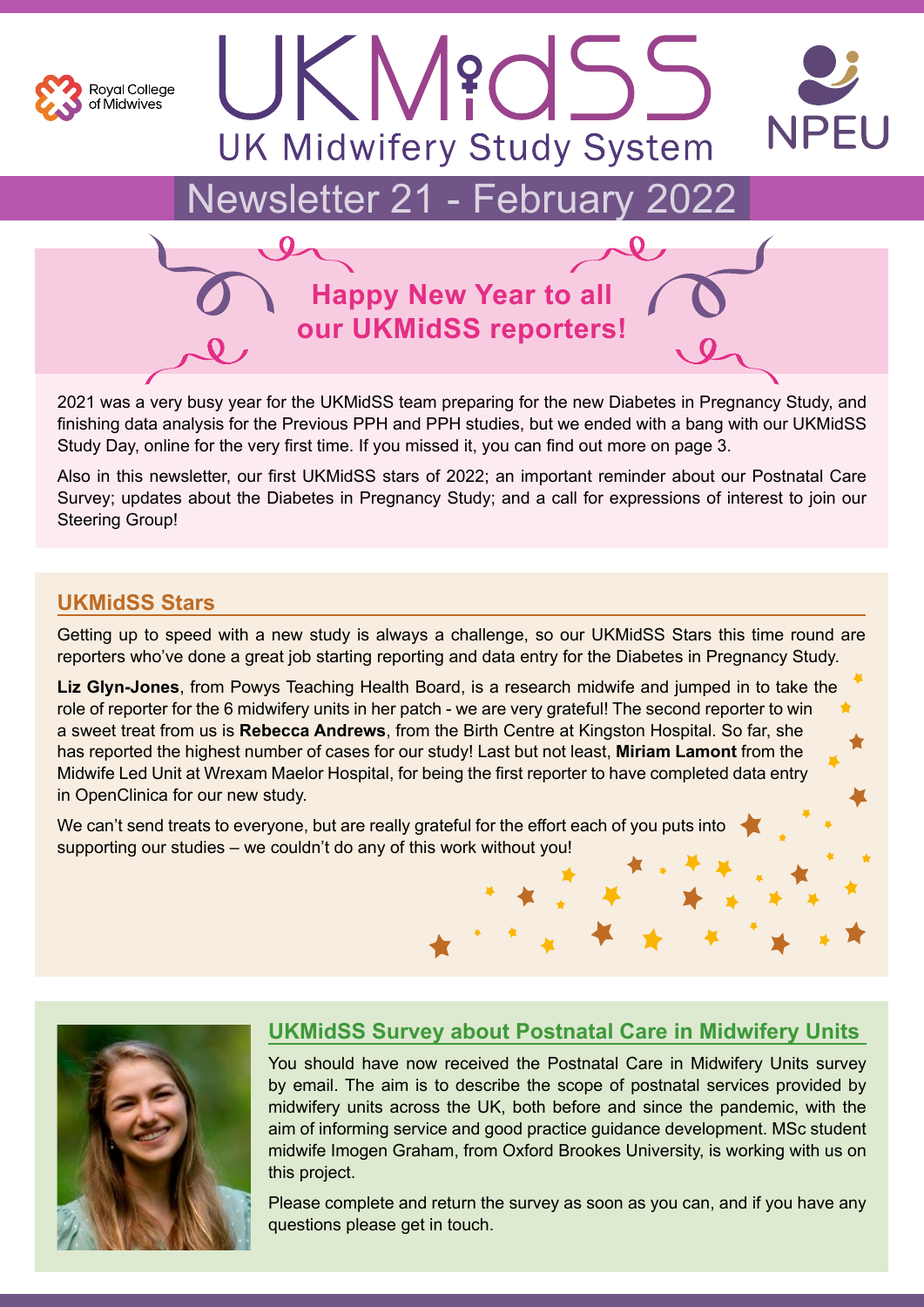Royal College of Midwives

# UKMidSS

UK Midwifery Study System

NPEU

## Newsletter 21 - February 2022

### Happy New Year to all our UKMidSS reporters!

2021 was a very busy year for the UKMidSS team preparing for the new Diabetes in Pregnancy Study, and finishing data analysis for the Previous PPH and PPH studies, but we ended with a bang with our UKMidSS Study Day, online for the very first time. If you missed it, you can find out more on page 3.

Also in this newsletter, our first UKMidSS stars of 2022; an important reminder about our Postnatal Care Survey; updates about the Diabetes in Pregnancy Study; and a call for expressions of interest to join our Steering Group!

## UKMidSS Stars

Getting up to speed with a new study is always a challenge, so our UKMidSS Stars this time round are reporters who've done a great job starting reporting and data entry for the Diabetes in Pregnancy Study.

**Liz Glyn-Jones**, from Powys Teaching Health Board, is a research midwife and jumped in to take the role of reporter for the 6 midwifery units in her patch - we are very grateful! The second reporter to win a sweet treat from us is **Rebecca Andrews**, from the Birth Centre at Kingston Hospital. So far, she has reported the highest number of cases for our study! Last but not least, **Miriam Lamont** from the Midwife Led Unit at Wrexam Maelor Hospital, for being the first reporter to have completed data entry in OpenClinica for our new study.

We can't send treats to everyone, but are really grateful for the effort each of you puts into supporting our studies – we couldn't do any of this work without you!

## UKMidSS Survey about Postnatal Care in Midwifery Units

You should have now received the Postnatal Care in Midwifery Units survey by email. The aim is to describe the scope of postnatal services provided by midwifery units across the UK, both before and since the pandemic, with the aim of informing service and good practice guidance development. MSc student midwife Imogen Graham, from Oxford Brookes University, is working with us on this project.

Please complete and return the survey as soon as you can, and if you have any questions please get in touch.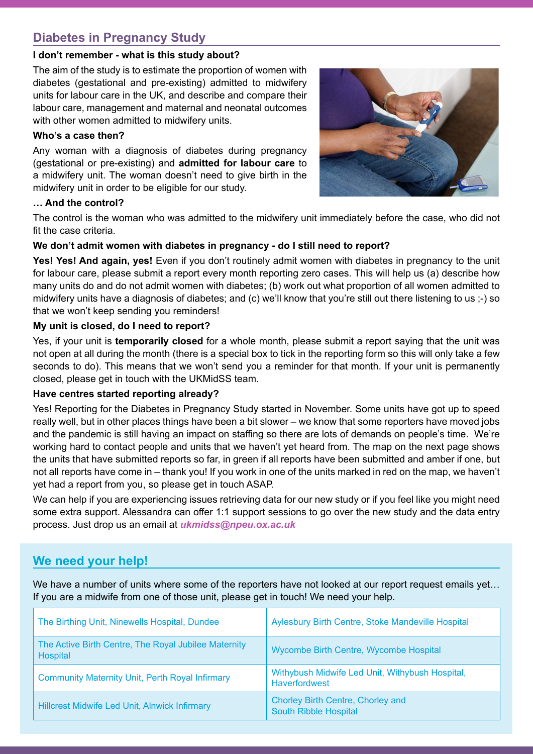## Diabetes in Pregnancy Study

**I don't remember - what is this study about?**

The aim of the study is to estimate the proportion of women with diabetes (gestational and pre-existing) admitted to midwifery units for labour care in the UK, and describe and compare their labour care, management and maternal and neonatal outcomes with other women admitted to midwifery units.

**Who's a case then?**

Any woman with a diagnosis of diabetes during pregnancy (gestational or pre-existing) and **admitted for labour care** to a midwifery unit. The woman doesn't need to give birth in the midwifery unit in order to be eligible for our study.

**… And the control?**

The control is the woman who was admitted to the midwifery unit immediately before the case, who did not fit the case criteria.

**We don't admit women with diabetes in pregnancy - do I still need to report?**

**Yes! Yes! And again, yes!** Even if you don't routinely admit women with diabetes in pregnancy to the unit for labour care, please submit a report every month reporting zero cases. This will help us (a) describe how many units do and do not admit women with diabetes; (b) work out what proportion of all women admitted to midwifery units have a diagnosis of diabetes; and (c) we'll know that you're still out there listening to us ;-) so that we won't keep sending you reminders!

**My unit is closed, do I need to report?**

Yes, if your unit is **temporarily closed** for a whole month, please submit a report saying that the unit was not open at all during the month (there is a special box to tick in the reporting form so this will only take a few seconds to do). This means that we won't send you a reminder for that month. If your unit is permanently closed, please get in touch with the UKMidSS team.

**Have centres started reporting already?**

Yes! Reporting for the Diabetes in Pregnancy Study started in November. Some units have got up to speed really well, but in other places things have been a bit slower – we know that some reporters have moved jobs and the pandemic is still having an impact on staffing so there are lots of demands on people's time. We're working hard to contact people and units that we haven't yet heard from. The map on the next page shows the units that have submitted reports so far, in green if all reports have been submitted and amber if one, but not all reports have come in – thank you! If you work in one of the units marked in red on the map, we haven't yet had a report from you, so please get in touch ASAP.

We can help if you are experiencing issues retrieving data for our new study or if you feel like you might need some extra support. Alessandra can offer 1:1 support sessions to go over the new study and the data entry process. Just drop us an email at ***ukmidss@npeu.ox.ac.uk***

## We need your help!

We have a number of units where some of the reporters have not looked at our report request emails yet… If you are a midwife from one of those unit, please get in touch! We need your help.

| | |
|---|---|
| The Birthing Unit, Ninewells Hospital, Dundee | Aylesbury Birth Centre, Stoke Mandeville Hospital |
| The Active Birth Centre, The Royal Jubilee Maternity Hospital | Wycombe Birth Centre, Wycombe Hospital |
| Community Maternity Unit, Perth Royal Infirmary | Withybush Midwife Led Unit, Withybush Hospital, Haverfordwest |
| Hillcrest Midwife Led Unit, Alnwick Infirmary | Chorley Birth Centre, Chorley and South Ribble Hospital |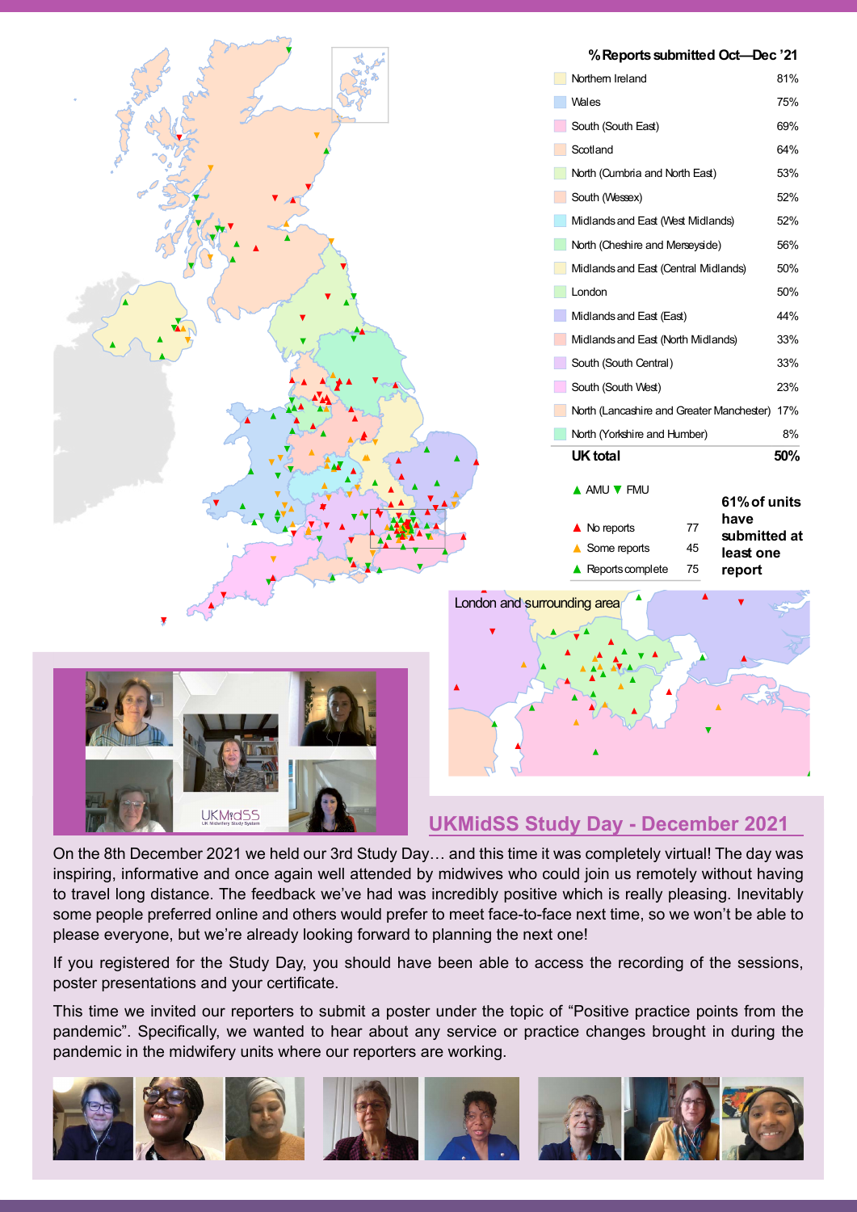## % Reports submitted Oct—Dec '21

| Region | % |
|---|---|
| Northern Ireland | 81% |
| Wales | 75% |
| South (South East) | 69% |
| Scotland | 64% |
| North (Cumbria and North East) | 53% |
| South (Wessex) | 52% |
| Midlands and East (West Midlands) | 52% |
| North (Cheshire and Merseyside) | 56% |
| Midlands and East (Central Midlands) | 50% |
| London | 50% |
| Midlands and East (East) | 44% |
| Midlands and East (North Midlands) | 33% |
| South (South Central) | 33% |
| South (South West) | 23% |
| North (Lancashire and Greater Manchester) | 17% |
| North (Yorkshire and Humber) | 8% |
| **UK total** | **50%** |

▲ AMU ▼ FMU

| Status | Units |
|---|---|
| No reports | 77 |
| Some reports | 45 |
| Reports complete | 75 |

**61% of units have submitted at least one report**

London and surrounding area

## UKMidSS Study Day - December 2021

On the 8th December 2021 we held our 3rd Study Day… and this time it was completely virtual! The day was inspiring, informative and once again well attended by midwives who could join us remotely without having to travel long distance. The feedback we've had was incredibly positive which is really pleasing. Inevitably some people preferred online and others would prefer to meet face-to-face next time, so we won't be able to please everyone, but we're already looking forward to planning the next one!

If you registered for the Study Day, you should have been able to access the recording of the sessions, poster presentations and your certificate.

This time we invited our reporters to submit a poster under the topic of "Positive practice points from the pandemic". Specifically, we wanted to hear about any service or practice changes brought in during the pandemic in the midwifery units where our reporters are working.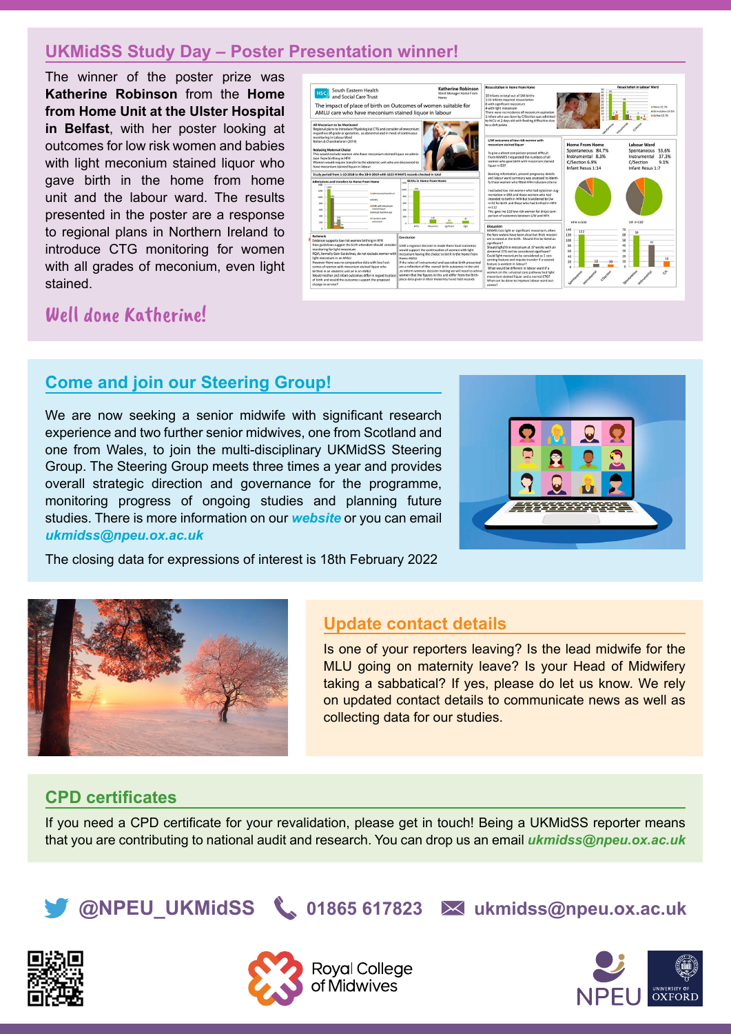## UKMidSS Study Day – Poster Presentation winner!

The winner of the poster prize was **Katherine Robinson** from the **Home from Home Unit at the Ulster Hospital in Belfast**, with her poster looking at outcomes for low risk women and babies with light meconium stained liquor who gave birth in the home from home unit and the labour ward. The results presented in the poster are a response to regional plans in Northern Ireland to introduce CTG monitoring for women with all grades of meconium, even light stained.

*Well done Katherine!*

## Come and join our Steering Group!

We are now seeking a senior midwife with significant research experience and two further senior midwives, one from Scotland and one from Wales, to join the multi-disciplinary UKMidSS Steering Group. The Steering Group meets three times a year and provides overall strategic direction and governance for the programme, monitoring progress of ongoing studies and planning future studies. There is more information on our ***website*** or you can email ***ukmidss@npeu.ox.ac.uk***

The closing data for expressions of interest is 18th February 2022

## Update contact details

Is one of your reporters leaving? Is the lead midwife for the MLU going on maternity leave? Is your Head of Midwifery taking a sabbatical? If yes, please do let us know. We rely on updated contact details to communicate news as well as collecting data for our studies.

## CPD certificates

If you need a CPD certificate for your revalidation, please get in touch! Being a UKMidSS reporter means that you are contributing to national audit and research. You can drop us an email ***ukmidss@npeu.ox.ac.uk***

**@NPEU_UKMidSS** **01865 617823** **ukmidss@npeu.ox.ac.uk**

Royal College of Midwives

NPEU

UNIVERSITY OF OXFORD